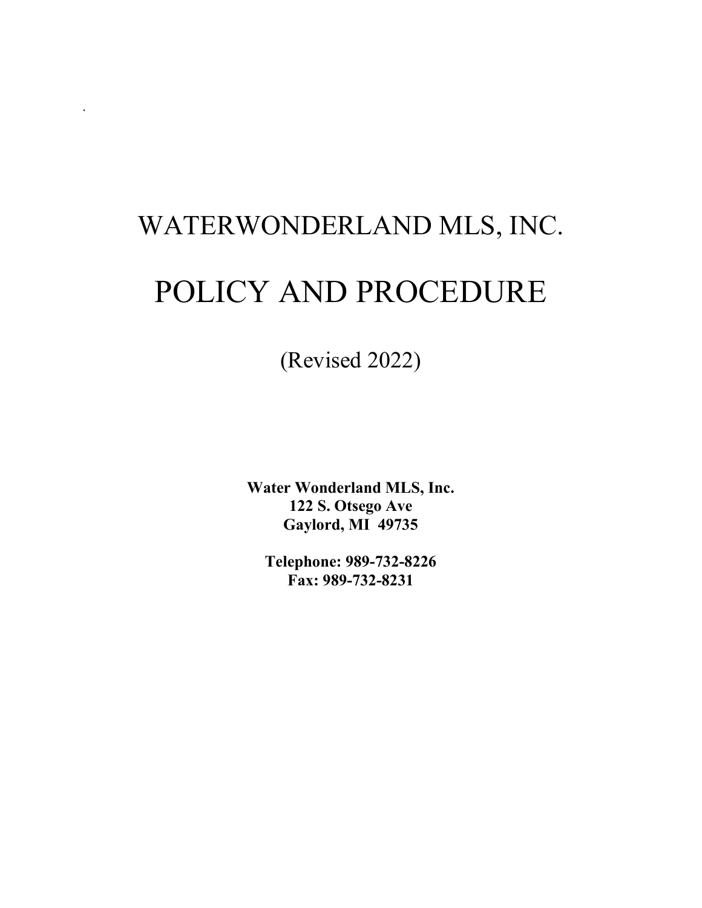# WATERWONDERLAND MLS, INC.

# POLICY AND PROCEDURE

(Revised 2022)

**Water Wonderland MLS, Inc.**
**122 S. Otsego Ave**
**Gaylord, MI 49735**

**Telephone: 989-732-8226**
**Fax: 989-732-8231**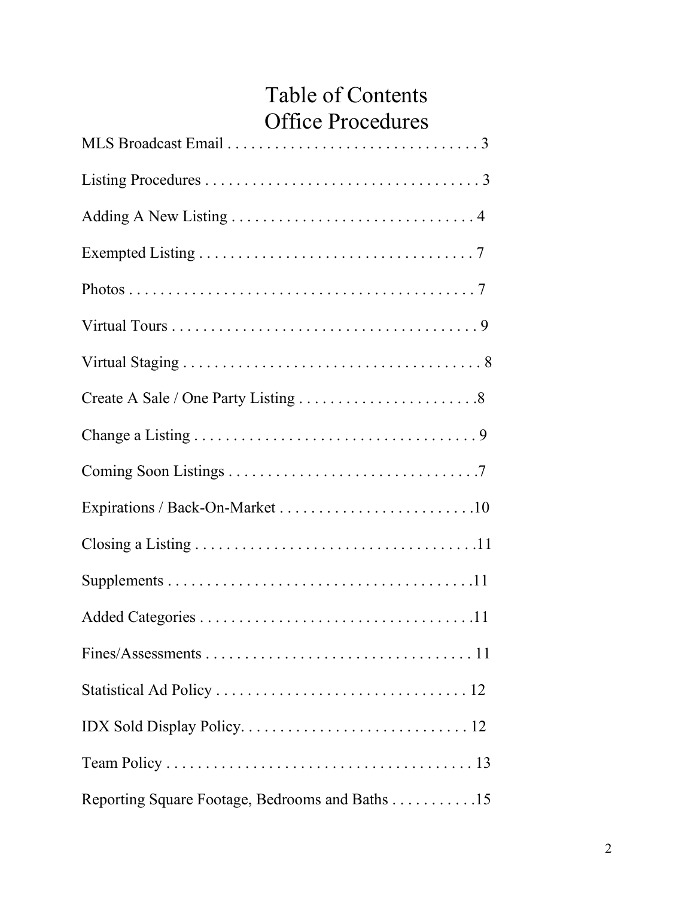# Table of Contents

## Office Procedures

MLS Broadcast Email . . . . . . . . . . . . . . . . . . . . . . . . . . . . . . . . 3

Listing Procedures . . . . . . . . . . . . . . . . . . . . . . . . . . . . . . . . . . . 3

Adding A New Listing . . . . . . . . . . . . . . . . . . . . . . . . . . . . . . . 4

Exempted Listing . . . . . . . . . . . . . . . . . . . . . . . . . . . . . . . . . . . 7

Photos . . . . . . . . . . . . . . . . . . . . . . . . . . . . . . . . . . . . . . . . . . . . 7

Virtual Tours . . . . . . . . . . . . . . . . . . . . . . . . . . . . . . . . . . . . . . . 9

Virtual Staging . . . . . . . . . . . . . . . . . . . . . . . . . . . . . . . . . . . . . . 8

Create A Sale / One Party Listing . . . . . . . . . . . . . . . . . . . . . . . .8

Change a Listing . . . . . . . . . . . . . . . . . . . . . . . . . . . . . . . . . . . . 9

Coming Soon Listings . . . . . . . . . . . . . . . . . . . . . . . . . . . . . . . .7

Expirations / Back-On-Market . . . . . . . . . . . . . . . . . . . . . . . . . .10

Closing a Listing . . . . . . . . . . . . . . . . . . . . . . . . . . . . . . . . . . . .11

Supplements . . . . . . . . . . . . . . . . . . . . . . . . . . . . . . . . . . . . . . .11

Added Categories . . . . . . . . . . . . . . . . . . . . . . . . . . . . . . . . . . .11

Fines/Assessments . . . . . . . . . . . . . . . . . . . . . . . . . . . . . . . . . . 11

Statistical Ad Policy . . . . . . . . . . . . . . . . . . . . . . . . . . . . . . . . 12

IDX Sold Display Policy. . . . . . . . . . . . . . . . . . . . . . . . . . . . . 12

Team Policy . . . . . . . . . . . . . . . . . . . . . . . . . . . . . . . . . . . . . . . 13

Reporting Square Footage, Bedrooms and Baths . . . . . . . . . . .15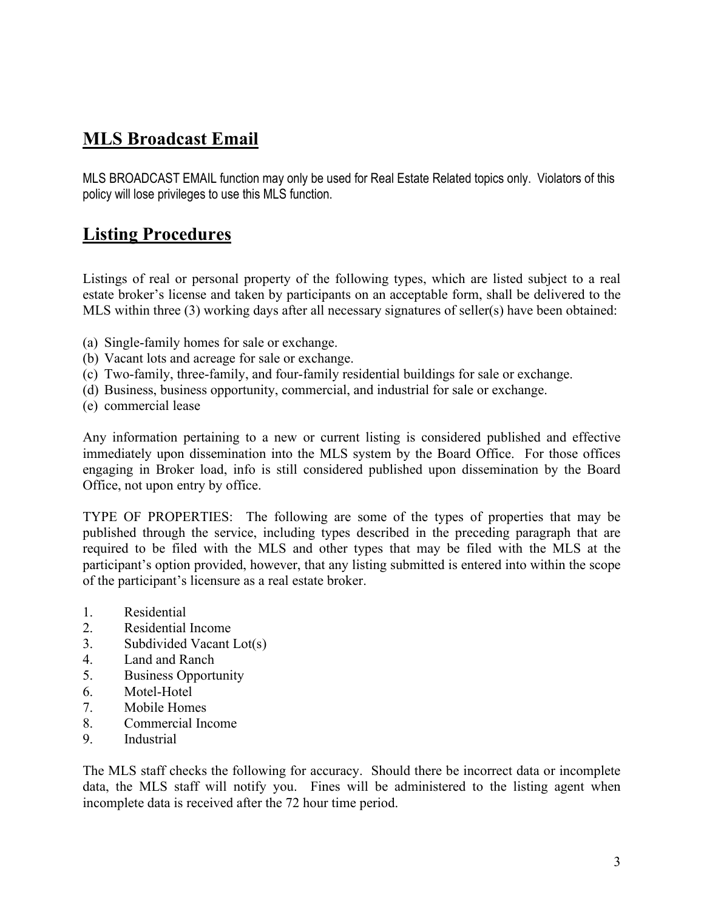## MLS Broadcast Email

MLS BROADCAST EMAIL function may only be used for Real Estate Related topics only. Violators of this policy will lose privileges to use this MLS function.

## Listing Procedures

Listings of real or personal property of the following types, which are listed subject to a real estate broker's license and taken by participants on an acceptable form, shall be delivered to the MLS within three (3) working days after all necessary signatures of seller(s) have been obtained:

(a) Single-family homes for sale or exchange.
(b) Vacant lots and acreage for sale or exchange.
(c) Two-family, three-family, and four-family residential buildings for sale or exchange.
(d) Business, business opportunity, commercial, and industrial for sale or exchange.
(e) commercial lease

Any information pertaining to a new or current listing is considered published and effective immediately upon dissemination into the MLS system by the Board Office. For those offices engaging in Broker load, info is still considered published upon dissemination by the Board Office, not upon entry by office.

TYPE OF PROPERTIES: The following are some of the types of properties that may be published through the service, including types described in the preceding paragraph that are required to be filed with the MLS and other types that may be filed with the MLS at the participant's option provided, however, that any listing submitted is entered into within the scope of the participant's licensure as a real estate broker.

1. Residential
2. Residential Income
3. Subdivided Vacant Lot(s)
4. Land and Ranch
5. Business Opportunity
6. Motel-Hotel
7. Mobile Homes
8. Commercial Income
9. Industrial

The MLS staff checks the following for accuracy. Should there be incorrect data or incomplete data, the MLS staff will notify you. Fines will be administered to the listing agent when incomplete data is received after the 72 hour time period.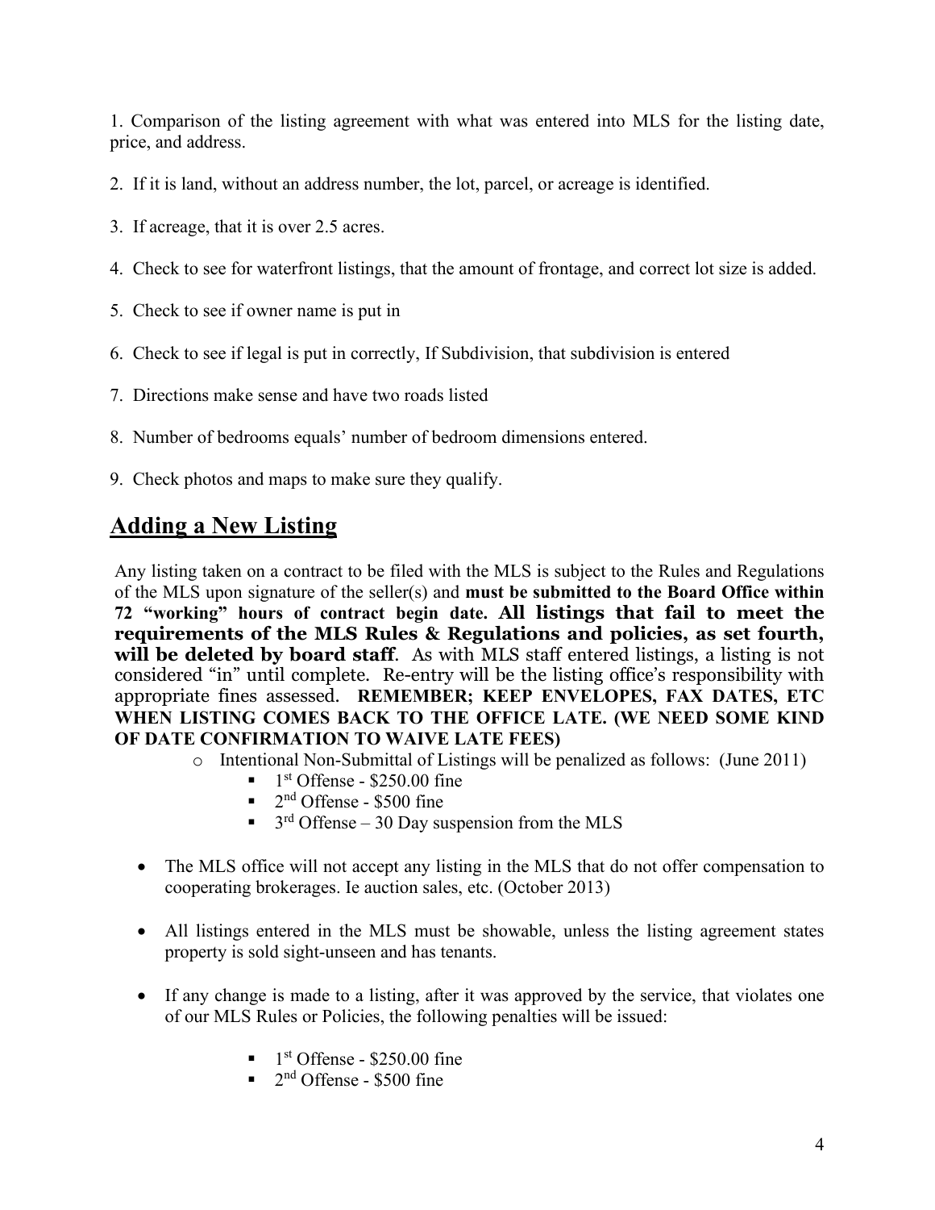1. Comparison of the listing agreement with what was entered into MLS for the listing date, price, and address.

2. If it is land, without an address number, the lot, parcel, or acreage is identified.

3. If acreage, that it is over 2.5 acres.

4. Check to see for waterfront listings, that the amount of frontage, and correct lot size is added.

5. Check to see if owner name is put in

6. Check to see if legal is put in correctly, If Subdivision, that subdivision is entered

7. Directions make sense and have two roads listed

8. Number of bedrooms equals' number of bedroom dimensions entered.

9. Check photos and maps to make sure they qualify.

## Adding a New Listing

Any listing taken on a contract to be filed with the MLS is subject to the Rules and Regulations of the MLS upon signature of the seller(s) and **must be submitted to the Board Office within 72 "working" hours of contract begin date. All listings that fail to meet the requirements of the MLS Rules & Regulations and policies, as set fourth, will be deleted by board staff**. As with MLS staff entered listings, a listing is not considered "in" until complete. Re-entry will be the listing office's responsibility with appropriate fines assessed. **REMEMBER; KEEP ENVELOPES, FAX DATES, ETC WHEN LISTING COMES BACK TO THE OFFICE LATE. (WE NEED SOME KIND OF DATE CONFIRMATION TO WAIVE LATE FEES)**

- Intentional Non-Submittal of Listings will be penalized as follows: (June 2011)
  - 1st Offense - $250.00 fine
  - 2nd Offense - $500 fine
  - 3rd Offense – 30 Day suspension from the MLS

- The MLS office will not accept any listing in the MLS that do not offer compensation to cooperating brokerages. Ie auction sales, etc. (October 2013)

- All listings entered in the MLS must be showable, unless the listing agreement states property is sold sight-unseen and has tenants.

- If any change is made to a listing, after it was approved by the service, that violates one of our MLS Rules or Policies, the following penalties will be issued:
  - 1st Offense - $250.00 fine
  - 2nd Offense - $500 fine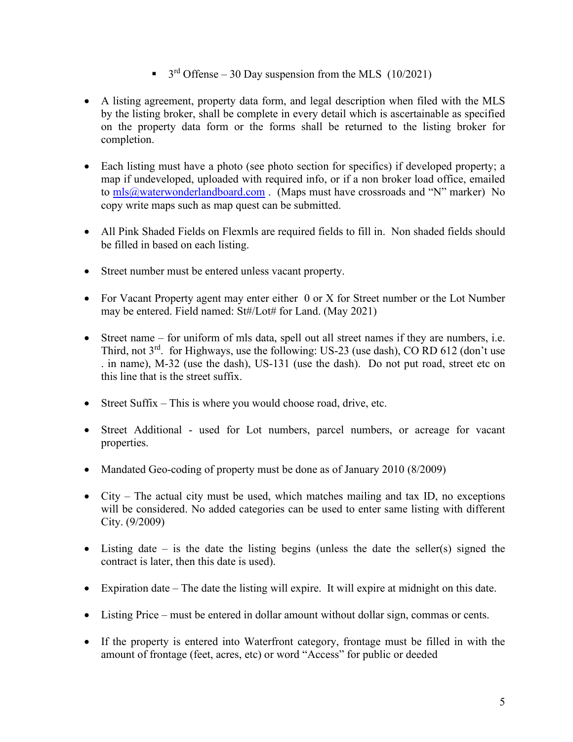- 3rd Offense – 30 Day suspension from the MLS (10/2021)

- A listing agreement, property data form, and legal description when filed with the MLS by the listing broker, shall be complete in every detail which is ascertainable as specified on the property data form or the forms shall be returned to the listing broker for completion.

- Each listing must have a photo (see photo section for specifics) if developed property; a map if undeveloped, uploaded with required info, or if a non broker load office, emailed to mls@waterwonderlandboard.com . (Maps must have crossroads and "N" marker) No copy write maps such as map quest can be submitted.

- All Pink Shaded Fields on Flexmls are required fields to fill in. Non shaded fields should be filled in based on each listing.

- Street number must be entered unless vacant property.

- For Vacant Property agent may enter either 0 or X for Street number or the Lot Number may be entered. Field named: St#/Lot# for Land. (May 2021)

- Street name – for uniform of mls data, spell out all street names if they are numbers, i.e. Third, not 3rd. for Highways, use the following: US-23 (use dash), CO RD 612 (don't use . in name), M-32 (use the dash), US-131 (use the dash). Do not put road, street etc on this line that is the street suffix.

- Street Suffix – This is where you would choose road, drive, etc.

- Street Additional - used for Lot numbers, parcel numbers, or acreage for vacant properties.

- Mandated Geo-coding of property must be done as of January 2010 (8/2009)

- City – The actual city must be used, which matches mailing and tax ID, no exceptions will be considered. No added categories can be used to enter same listing with different City. (9/2009)

- Listing date – is the date the listing begins (unless the date the seller(s) signed the contract is later, then this date is used).

- Expiration date – The date the listing will expire. It will expire at midnight on this date.

- Listing Price – must be entered in dollar amount without dollar sign, commas or cents.

- If the property is entered into Waterfront category, frontage must be filled in with the amount of frontage (feet, acres, etc) or word "Access" for public or deeded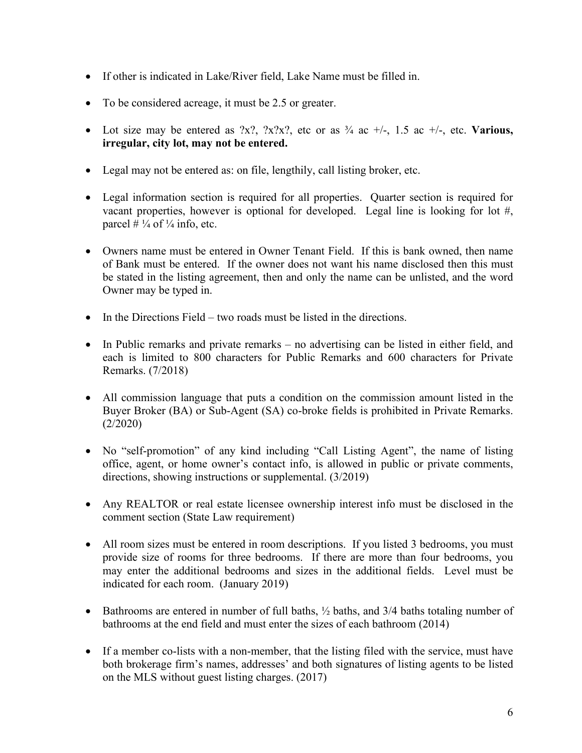- If other is indicated in Lake/River field, Lake Name must be filled in.

- To be considered acreage, it must be 2.5 or greater.

- Lot size may be entered as ?x?, ?x?x?, etc or as ¾ ac +/-, 1.5 ac +/-, etc. **Various, irregular, city lot, may not be entered.**

- Legal may not be entered as: on file, lengthily, call listing broker, etc.

- Legal information section is required for all properties. Quarter section is required for vacant properties, however is optional for developed. Legal line is looking for lot #, parcel # ¼ of ¼ info, etc.

- Owners name must be entered in Owner Tenant Field. If this is bank owned, then name of Bank must be entered. If the owner does not want his name disclosed then this must be stated in the listing agreement, then and only the name can be unlisted, and the word Owner may be typed in.

- In the Directions Field – two roads must be listed in the directions.

- In Public remarks and private remarks – no advertising can be listed in either field, and each is limited to 800 characters for Public Remarks and 600 characters for Private Remarks. (7/2018)

- All commission language that puts a condition on the commission amount listed in the Buyer Broker (BA) or Sub-Agent (SA) co-broke fields is prohibited in Private Remarks. (2/2020)

- No "self-promotion" of any kind including "Call Listing Agent", the name of listing office, agent, or home owner's contact info, is allowed in public or private comments, directions, showing instructions or supplemental. (3/2019)

- Any REALTOR or real estate licensee ownership interest info must be disclosed in the comment section (State Law requirement)

- All room sizes must be entered in room descriptions. If you listed 3 bedrooms, you must provide size of rooms for three bedrooms. If there are more than four bedrooms, you may enter the additional bedrooms and sizes in the additional fields. Level must be indicated for each room. (January 2019)

- Bathrooms are entered in number of full baths, ½ baths, and 3/4 baths totaling number of bathrooms at the end field and must enter the sizes of each bathroom (2014)

- If a member co-lists with a non-member, that the listing filed with the service, must have both brokerage firm's names, addresses' and both signatures of listing agents to be listed on the MLS without guest listing charges. (2017)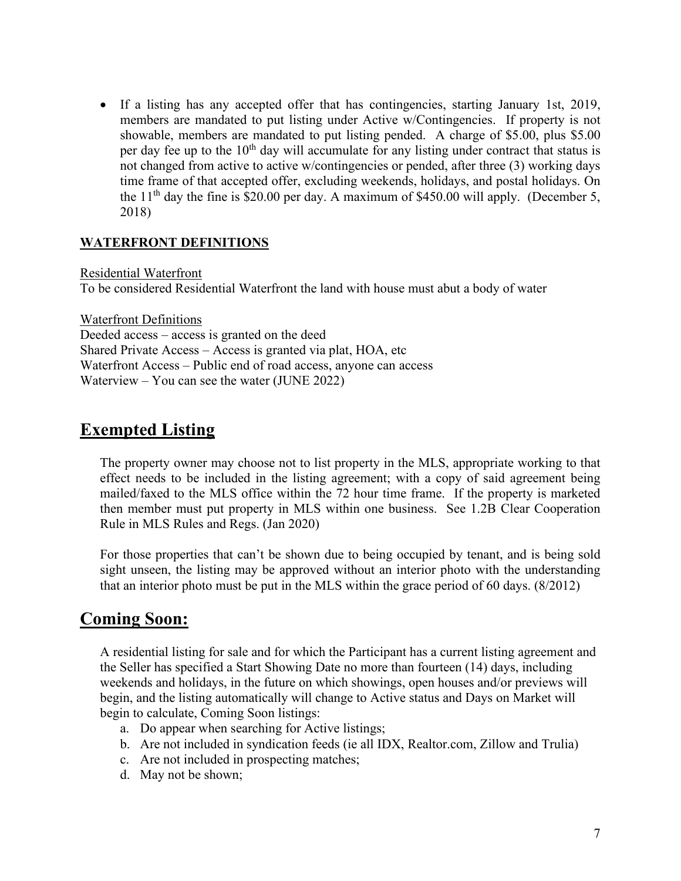- If a listing has any accepted offer that has contingencies, starting January 1st, 2019, members are mandated to put listing under Active w/Contingencies. If property is not showable, members are mandated to put listing pended. A charge of $5.00, plus $5.00 per day fee up to the 10th day will accumulate for any listing under contract that status is not changed from active to active w/contingencies or pended, after three (3) working days time frame of that accepted offer, excluding weekends, holidays, and postal holidays. On the 11th day the fine is $20.00 per day. A maximum of $450.00 will apply. (December 5, 2018)

**WATERFRONT DEFINITIONS**

Residential Waterfront
To be considered Residential Waterfront the land with house must abut a body of water

Waterfront Definitions
Deeded access – access is granted on the deed
Shared Private Access – Access is granted via plat, HOA, etc
Waterfront Access – Public end of road access, anyone can access
Waterview – You can see the water (JUNE 2022)

## Exempted Listing

The property owner may choose not to list property in the MLS, appropriate working to that effect needs to be included in the listing agreement; with a copy of said agreement being mailed/faxed to the MLS office within the 72 hour time frame. If the property is marketed then member must put property in MLS within one business. See 1.2B Clear Cooperation Rule in MLS Rules and Regs. (Jan 2020)

For those properties that can't be shown due to being occupied by tenant, and is being sold sight unseen, the listing may be approved without an interior photo with the understanding that an interior photo must be put in the MLS within the grace period of 60 days. (8/2012)

## Coming Soon:

A residential listing for sale and for which the Participant has a current listing agreement and the Seller has specified a Start Showing Date no more than fourteen (14) days, including weekends and holidays, in the future on which showings, open houses and/or previews will begin, and the listing automatically will change to Active status and Days on Market will begin to calculate, Coming Soon listings:

a. Do appear when searching for Active listings;
b. Are not included in syndication feeds (ie all IDX, Realtor.com, Zillow and Trulia)
c. Are not included in prospecting matches;
d. May not be shown;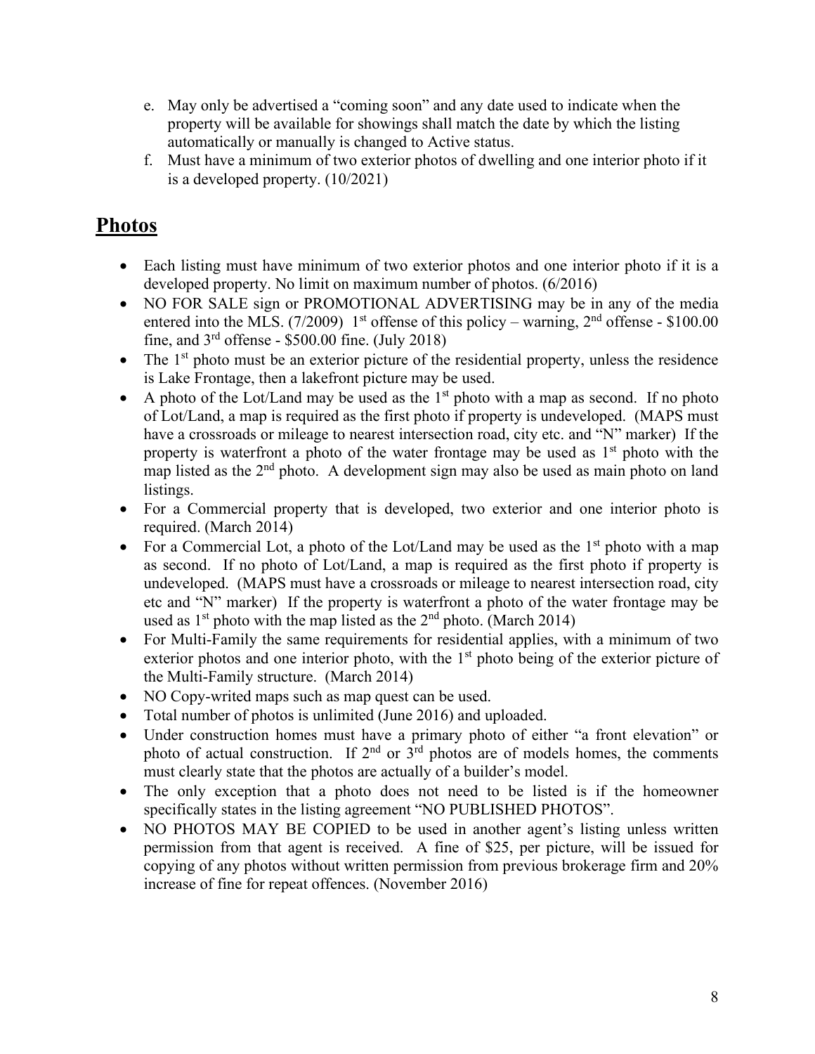e. May only be advertised a "coming soon" and any date used to indicate when the property will be available for showings shall match the date by which the listing automatically or manually is changed to Active status.
f. Must have a minimum of two exterior photos of dwelling and one interior photo if it is a developed property. (10/2021)

## Photos

- Each listing must have minimum of two exterior photos and one interior photo if it is a developed property. No limit on maximum number of photos. (6/2016)
- NO FOR SALE sign or PROMOTIONAL ADVERTISING may be in any of the media entered into the MLS. (7/2009) 1st offense of this policy – warning, 2nd offense - $100.00 fine, and 3rd offense - $500.00 fine. (July 2018)
- The 1st photo must be an exterior picture of the residential property, unless the residence is Lake Frontage, then a lakefront picture may be used.
- A photo of the Lot/Land may be used as the 1st photo with a map as second. If no photo of Lot/Land, a map is required as the first photo if property is undeveloped. (MAPS must have a crossroads or mileage to nearest intersection road, city etc. and "N" marker) If the property is waterfront a photo of the water frontage may be used as 1st photo with the map listed as the 2nd photo. A development sign may also be used as main photo on land listings.
- For a Commercial property that is developed, two exterior and one interior photo is required. (March 2014)
- For a Commercial Lot, a photo of the Lot/Land may be used as the 1st photo with a map as second. If no photo of Lot/Land, a map is required as the first photo if property is undeveloped. (MAPS must have a crossroads or mileage to nearest intersection road, city etc and "N" marker) If the property is waterfront a photo of the water frontage may be used as 1st photo with the map listed as the 2nd photo. (March 2014)
- For Multi-Family the same requirements for residential applies, with a minimum of two exterior photos and one interior photo, with the 1st photo being of the exterior picture of the Multi-Family structure. (March 2014)
- NO Copy-writed maps such as map quest can be used.
- Total number of photos is unlimited (June 2016) and uploaded.
- Under construction homes must have a primary photo of either "a front elevation" or photo of actual construction. If 2nd or 3rd photos are of models homes, the comments must clearly state that the photos are actually of a builder's model.
- The only exception that a photo does not need to be listed is if the homeowner specifically states in the listing agreement "NO PUBLISHED PHOTOS".
- NO PHOTOS MAY BE COPIED to be used in another agent's listing unless written permission from that agent is received. A fine of $25, per picture, will be issued for copying of any photos without written permission from previous brokerage firm and 20% increase of fine for repeat offences. (November 2016)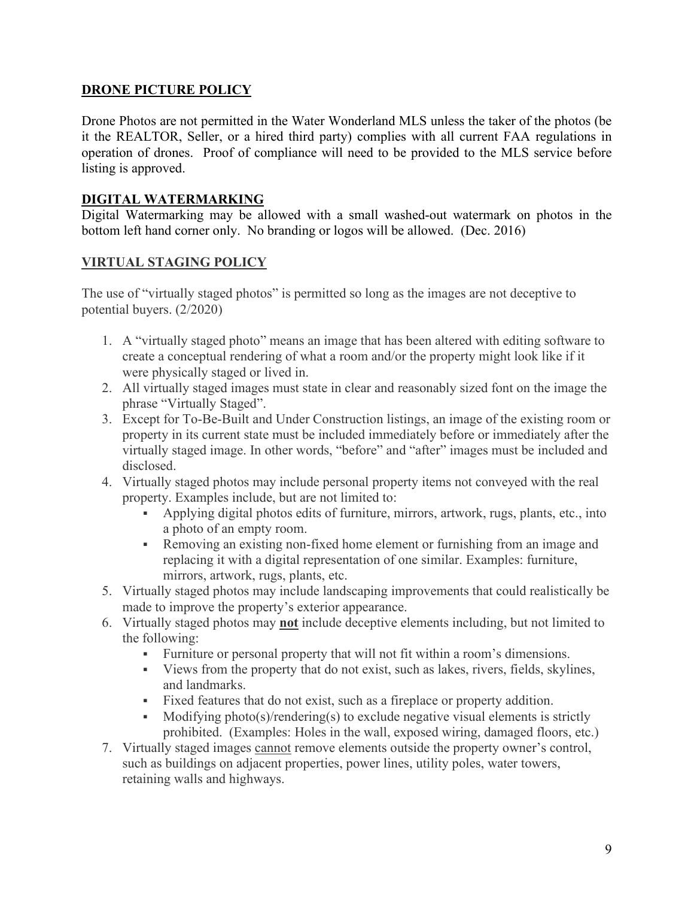## **DRONE PICTURE POLICY**

Drone Photos are not permitted in the Water Wonderland MLS unless the taker of the photos (be it the REALTOR, Seller, or a hired third party) complies with all current FAA regulations in operation of drones. Proof of compliance will need to be provided to the MLS service before listing is approved.

## **DIGITAL WATERMARKING**

Digital Watermarking may be allowed with a small washed-out watermark on photos in the bottom left hand corner only. No branding or logos will be allowed. (Dec. 2016)

## **VIRTUAL STAGING POLICY**

The use of "virtually staged photos" is permitted so long as the images are not deceptive to potential buyers. (2/2020)

1. A "virtually staged photo" means an image that has been altered with editing software to create a conceptual rendering of what a room and/or the property might look like if it were physically staged or lived in.
2. All virtually staged images must state in clear and reasonably sized font on the image the phrase "Virtually Staged".
3. Except for To-Be-Built and Under Construction listings, an image of the existing room or property in its current state must be included immediately before or immediately after the virtually staged image. In other words, "before" and "after" images must be included and disclosed.
4. Virtually staged photos may include personal property items not conveyed with the real property. Examples include, but are not limited to:
   - Applying digital photos edits of furniture, mirrors, artwork, rugs, plants, etc., into a photo of an empty room.
   - Removing an existing non-fixed home element or furnishing from an image and replacing it with a digital representation of one similar. Examples: furniture, mirrors, artwork, rugs, plants, etc.
5. Virtually staged photos may include landscaping improvements that could realistically be made to improve the property's exterior appearance.
6. Virtually staged photos may **<u>not</u>** include deceptive elements including, but not limited to the following:
   - Furniture or personal property that will not fit within a room's dimensions.
   - Views from the property that do not exist, such as lakes, rivers, fields, skylines, and landmarks.
   - Fixed features that do not exist, such as a fireplace or property addition.
   - Modifying photo(s)/rendering(s) to exclude negative visual elements is strictly prohibited. (Examples: Holes in the wall, exposed wiring, damaged floors, etc.)
7. Virtually staged images <u>cannot</u> remove elements outside the property owner's control, such as buildings on adjacent properties, power lines, utility poles, water towers, retaining walls and highways.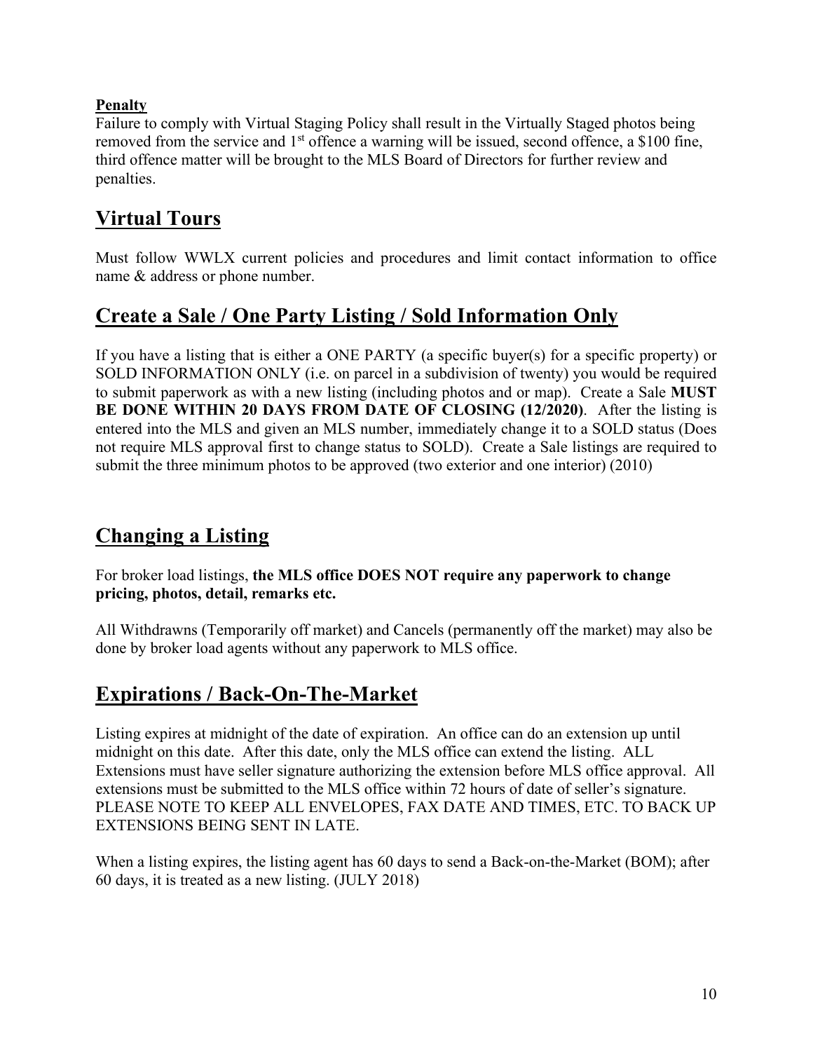**Penalty**

Failure to comply with Virtual Staging Policy shall result in the Virtually Staged photos being removed from the service and 1st offence a warning will be issued, second offence, a $100 fine, third offence matter will be brought to the MLS Board of Directors for further review and penalties.

## Virtual Tours

Must follow WWLX current policies and procedures and limit contact information to office name & address or phone number.

## Create a Sale / One Party Listing / Sold Information Only

If you have a listing that is either a ONE PARTY (a specific buyer(s) for a specific property) or SOLD INFORMATION ONLY (i.e. on parcel in a subdivision of twenty) you would be required to submit paperwork as with a new listing (including photos and or map). Create a Sale **MUST BE DONE WITHIN 20 DAYS FROM DATE OF CLOSING (12/2020)**. After the listing is entered into the MLS and given an MLS number, immediately change it to a SOLD status (Does not require MLS approval first to change status to SOLD). Create a Sale listings are required to submit the three minimum photos to be approved (two exterior and one interior) (2010)

## Changing a Listing

For broker load listings, **the MLS office DOES NOT require any paperwork to change pricing, photos, detail, remarks etc.**

All Withdrawns (Temporarily off market) and Cancels (permanently off the market) may also be done by broker load agents without any paperwork to MLS office.

## Expirations / Back-On-The-Market

Listing expires at midnight of the date of expiration. An office can do an extension up until midnight on this date. After this date, only the MLS office can extend the listing. ALL Extensions must have seller signature authorizing the extension before MLS office approval. All extensions must be submitted to the MLS office within 72 hours of date of seller's signature. PLEASE NOTE TO KEEP ALL ENVELOPES, FAX DATE AND TIMES, ETC. TO BACK UP EXTENSIONS BEING SENT IN LATE.

When a listing expires, the listing agent has 60 days to send a Back-on-the-Market (BOM); after 60 days, it is treated as a new listing. (JULY 2018)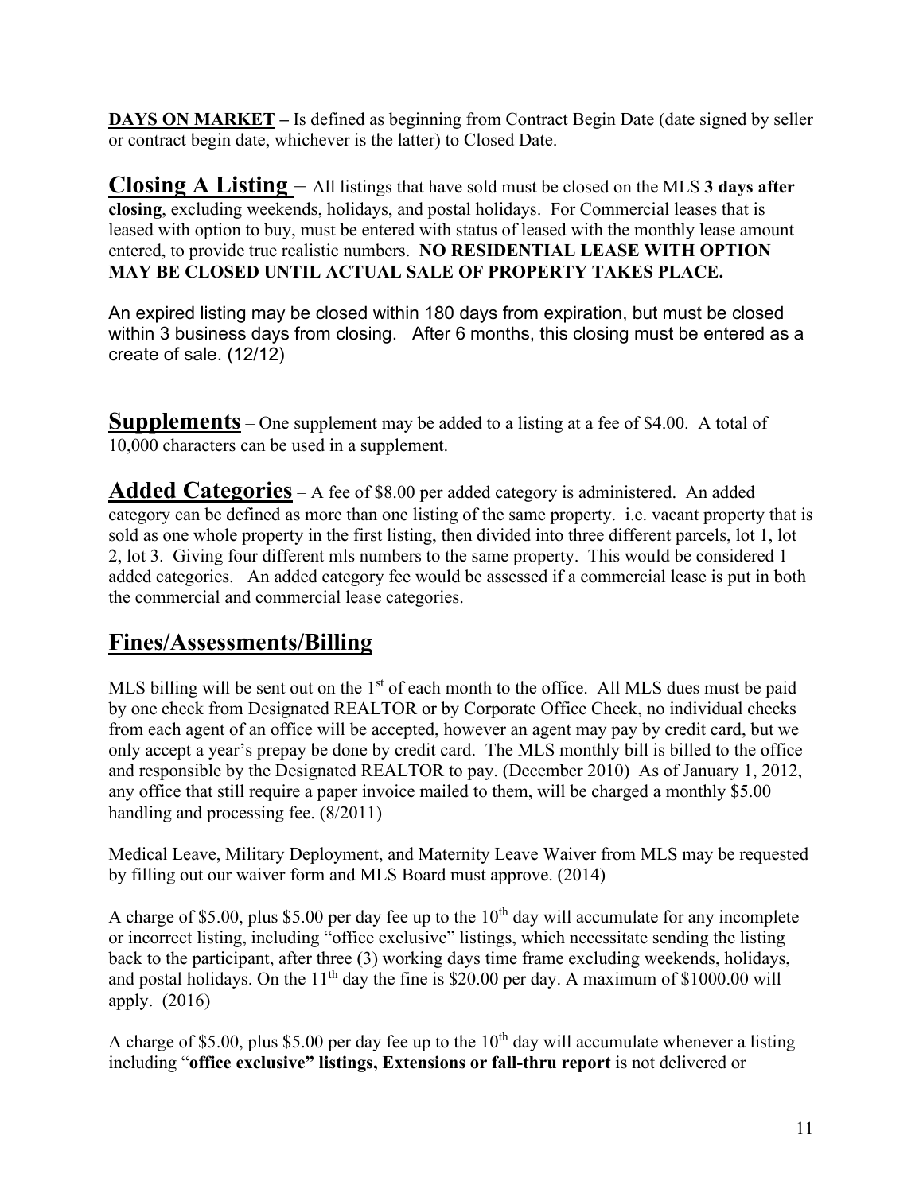**DAYS ON MARKET** – Is defined as beginning from Contract Begin Date (date signed by seller or contract begin date, whichever is the latter) to Closed Date.

## Closing A Listing

– All listings that have sold must be closed on the MLS **3 days after closing**, excluding weekends, holidays, and postal holidays. For Commercial leases that is leased with option to buy, must be entered with status of leased with the monthly lease amount entered, to provide true realistic numbers. **NO RESIDENTIAL LEASE WITH OPTION MAY BE CLOSED UNTIL ACTUAL SALE OF PROPERTY TAKES PLACE.**

An expired listing may be closed within 180 days from expiration, but must be closed within 3 business days from closing. After 6 months, this closing must be entered as a create of sale. (12/12)

## Supplements

– One supplement may be added to a listing at a fee of $4.00. A total of 10,000 characters can be used in a supplement.

## Added Categories

– A fee of $8.00 per added category is administered. An added category can be defined as more than one listing of the same property. i.e. vacant property that is sold as one whole property in the first listing, then divided into three different parcels, lot 1, lot 2, lot 3. Giving four different mls numbers to the same property. This would be considered 1 added categories. An added category fee would be assessed if a commercial lease is put in both the commercial and commercial lease categories.

## Fines/Assessments/Billing

MLS billing will be sent out on the 1st of each month to the office. All MLS dues must be paid by one check from Designated REALTOR or by Corporate Office Check, no individual checks from each agent of an office will be accepted, however an agent may pay by credit card, but we only accept a year's prepay be done by credit card. The MLS monthly bill is billed to the office and responsible by the Designated REALTOR to pay. (December 2010) As of January 1, 2012, any office that still require a paper invoice mailed to them, will be charged a monthly $5.00 handling and processing fee. (8/2011)

Medical Leave, Military Deployment, and Maternity Leave Waiver from MLS may be requested by filling out our waiver form and MLS Board must approve. (2014)

A charge of $5.00, plus $5.00 per day fee up to the 10th day will accumulate for any incomplete or incorrect listing, including "office exclusive" listings, which necessitate sending the listing back to the participant, after three (3) working days time frame excluding weekends, holidays, and postal holidays. On the 11th day the fine is $20.00 per day. A maximum of $1000.00 will apply. (2016)

A charge of $5.00, plus $5.00 per day fee up to the 10th day will accumulate whenever a listing including "**office exclusive" listings, Extensions or fall-thru report** is not delivered or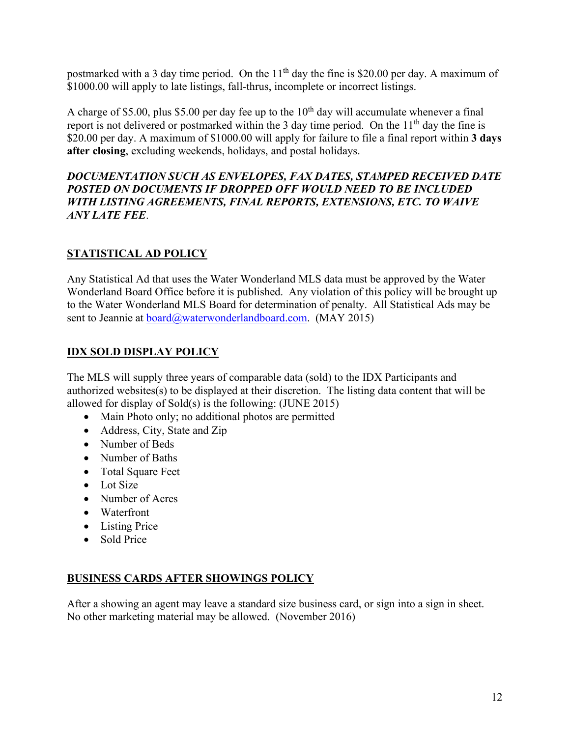postmarked with a 3 day time period. On the 11th day the fine is $20.00 per day. A maximum of $1000.00 will apply to late listings, fall-thrus, incomplete or incorrect listings.

A charge of $5.00, plus $5.00 per day fee up to the 10th day will accumulate whenever a final report is not delivered or postmarked within the 3 day time period. On the 11th day the fine is $20.00 per day. A maximum of $1000.00 will apply for failure to file a final report within **3 days after closing**, excluding weekends, holidays, and postal holidays.

***DOCUMENTATION SUCH AS ENVELOPES, FAX DATES, STAMPED RECEIVED DATE POSTED ON DOCUMENTS IF DROPPED OFF WOULD NEED TO BE INCLUDED WITH LISTING AGREEMENTS, FINAL REPORTS, EXTENSIONS, ETC. TO WAIVE ANY LATE FEE***.

## STATISTICAL AD POLICY

Any Statistical Ad that uses the Water Wonderland MLS data must be approved by the Water Wonderland Board Office before it is published. Any violation of this policy will be brought up to the Water Wonderland MLS Board for determination of penalty. All Statistical Ads may be sent to Jeannie at board@waterwonderlandboard.com. (MAY 2015)

## IDX SOLD DISPLAY POLICY

The MLS will supply three years of comparable data (sold) to the IDX Participants and authorized websites(s) to be displayed at their discretion. The listing data content that will be allowed for display of Sold(s) is the following: (JUNE 2015)

- Main Photo only; no additional photos are permitted
- Address, City, State and Zip
- Number of Beds
- Number of Baths
- Total Square Feet
- Lot Size
- Number of Acres
- Waterfront
- Listing Price
- Sold Price

## BUSINESS CARDS AFTER SHOWINGS POLICY

After a showing an agent may leave a standard size business card, or sign into a sign in sheet. No other marketing material may be allowed. (November 2016)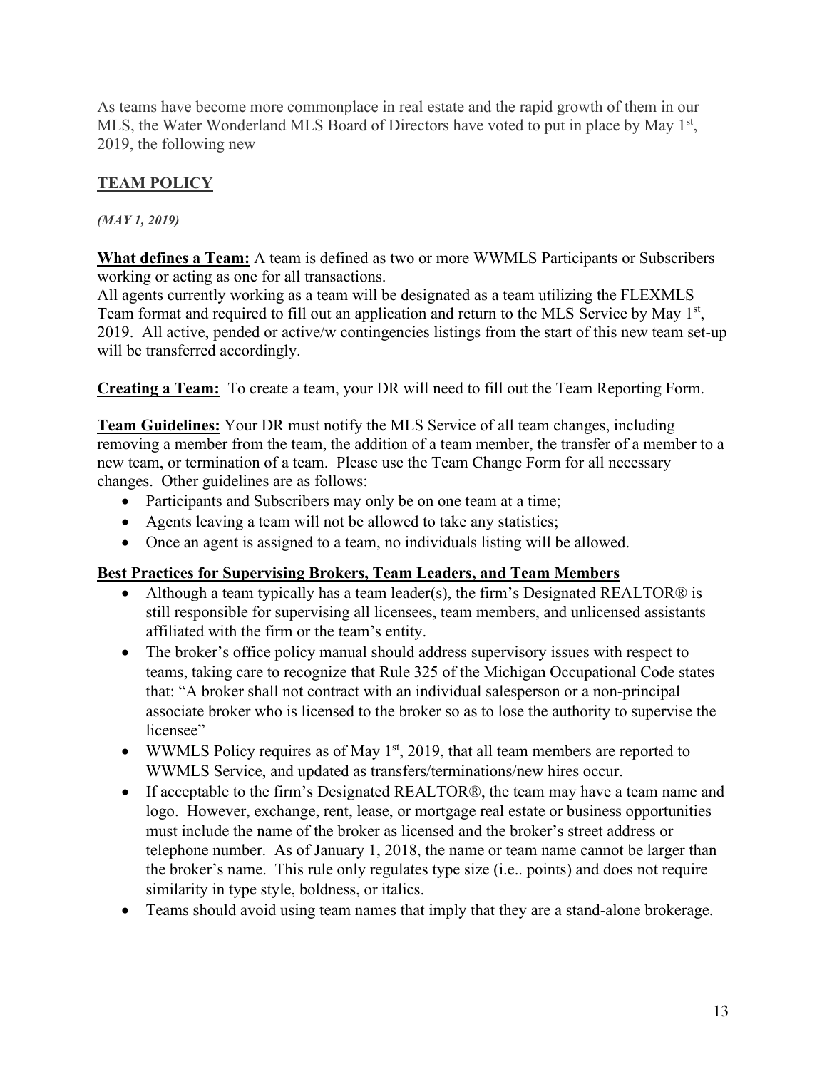As teams have become more commonplace in real estate and the rapid growth of them in our MLS, the Water Wonderland MLS Board of Directors have voted to put in place by May 1st, 2019, the following new

## TEAM POLICY

***(MAY 1, 2019)***

**What defines a Team:** A team is defined as two or more WWMLS Participants or Subscribers working or acting as one for all transactions.
All agents currently working as a team will be designated as a team utilizing the FLEXMLS Team format and required to fill out an application and return to the MLS Service by May 1st, 2019. All active, pended or active/w contingencies listings from the start of this new team set-up will be transferred accordingly.

**Creating a Team:** To create a team, your DR will need to fill out the Team Reporting Form.

**Team Guidelines:** Your DR must notify the MLS Service of all team changes, including removing a member from the team, the addition of a team member, the transfer of a member to a new team, or termination of a team. Please use the Team Change Form for all necessary changes. Other guidelines are as follows:

- Participants and Subscribers may only be on one team at a time;
- Agents leaving a team will not be allowed to take any statistics;
- Once an agent is assigned to a team, no individuals listing will be allowed.

**Best Practices for Supervising Brokers, Team Leaders, and Team Members**

- Although a team typically has a team leader(s), the firm's Designated REALTOR® is still responsible for supervising all licensees, team members, and unlicensed assistants affiliated with the firm or the team's entity.
- The broker's office policy manual should address supervisory issues with respect to teams, taking care to recognize that Rule 325 of the Michigan Occupational Code states that: "A broker shall not contract with an individual salesperson or a non-principal associate broker who is licensed to the broker so as to lose the authority to supervise the licensee"
- WWMLS Policy requires as of May 1st, 2019, that all team members are reported to WWMLS Service, and updated as transfers/terminations/new hires occur.
- If acceptable to the firm's Designated REALTOR®, the team may have a team name and logo. However, exchange, rent, lease, or mortgage real estate or business opportunities must include the name of the broker as licensed and the broker's street address or telephone number. As of January 1, 2018, the name or team name cannot be larger than the broker's name. This rule only regulates type size (i.e.. points) and does not require similarity in type style, boldness, or italics.
- Teams should avoid using team names that imply that they are a stand-alone brokerage.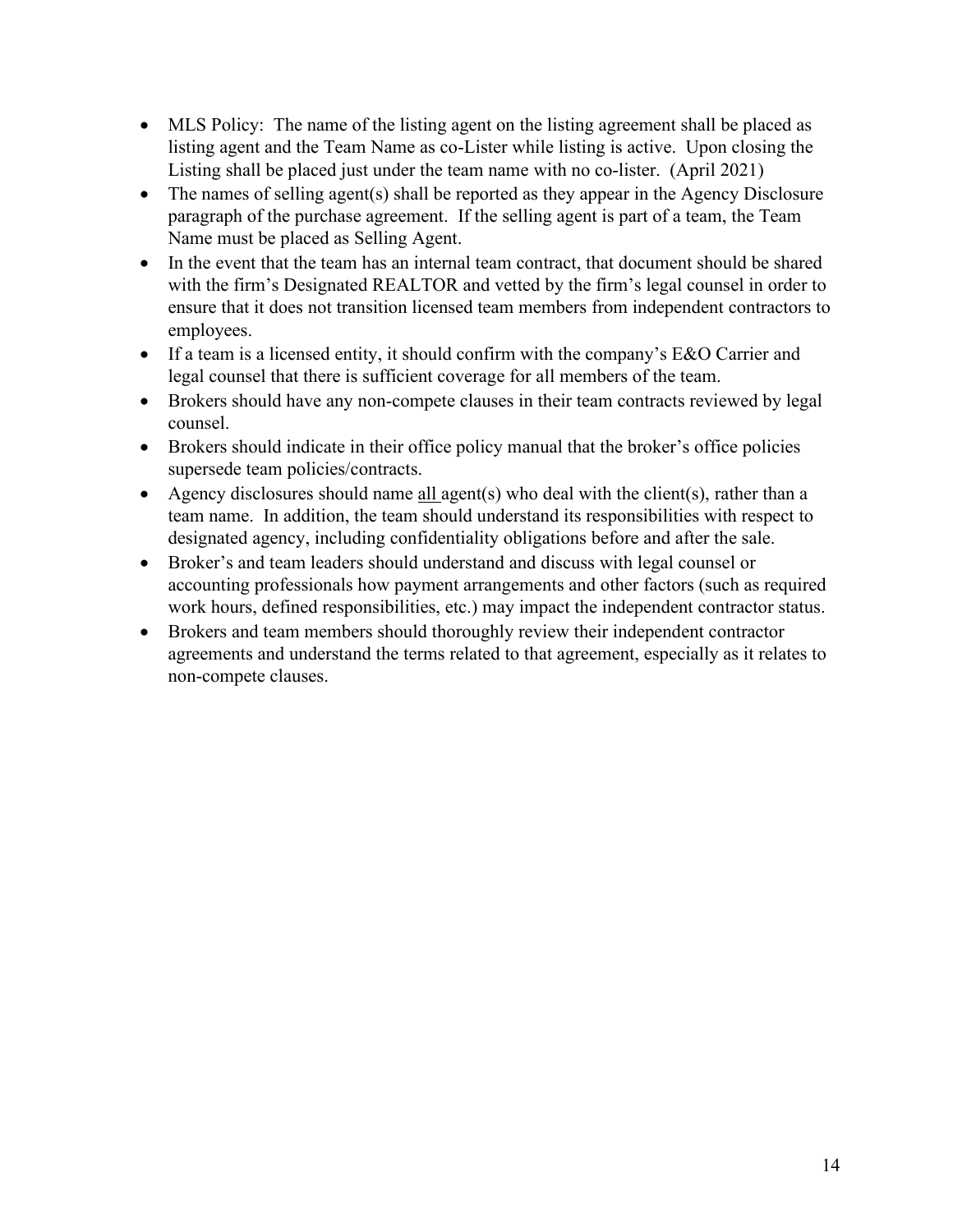- MLS Policy: The name of the listing agent on the listing agreement shall be placed as listing agent and the Team Name as co-Lister while listing is active. Upon closing the Listing shall be placed just under the team name with no co-lister. (April 2021)
- The names of selling agent(s) shall be reported as they appear in the Agency Disclosure paragraph of the purchase agreement. If the selling agent is part of a team, the Team Name must be placed as Selling Agent.
- In the event that the team has an internal team contract, that document should be shared with the firm's Designated REALTOR and vetted by the firm's legal counsel in order to ensure that it does not transition licensed team members from independent contractors to employees.
- If a team is a licensed entity, it should confirm with the company's E&O Carrier and legal counsel that there is sufficient coverage for all members of the team.
- Brokers should have any non-compete clauses in their team contracts reviewed by legal counsel.
- Brokers should indicate in their office policy manual that the broker's office policies supersede team policies/contracts.
- Agency disclosures should name <u>all</u> agent(s) who deal with the client(s), rather than a team name. In addition, the team should understand its responsibilities with respect to designated agency, including confidentiality obligations before and after the sale.
- Broker's and team leaders should understand and discuss with legal counsel or accounting professionals how payment arrangements and other factors (such as required work hours, defined responsibilities, etc.) may impact the independent contractor status.
- Brokers and team members should thoroughly review their independent contractor agreements and understand the terms related to that agreement, especially as it relates to non-compete clauses.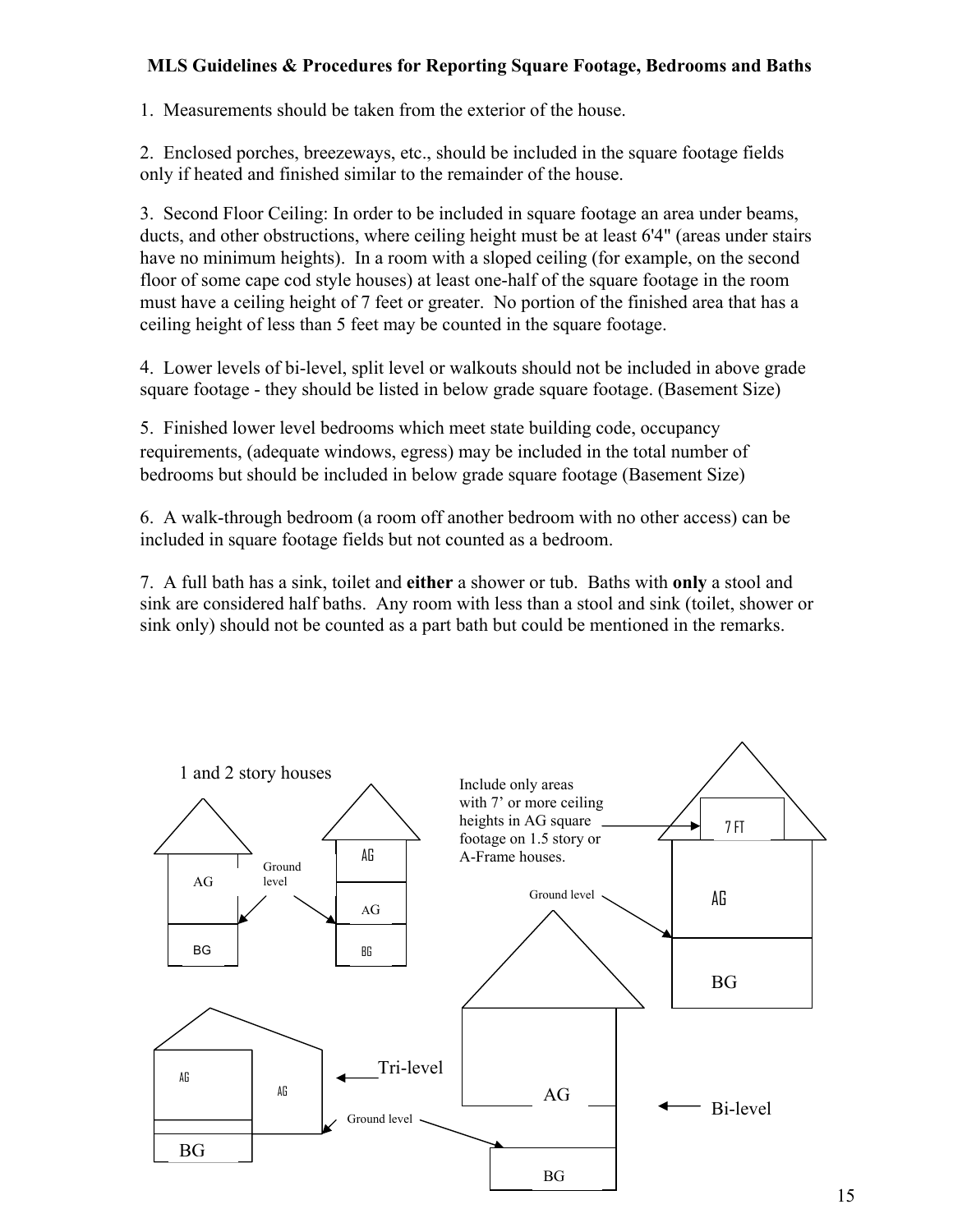**MLS Guidelines & Procedures for Reporting Square Footage, Bedrooms and Baths**

1. Measurements should be taken from the exterior of the house.

2. Enclosed porches, breezeways, etc., should be included in the square footage fields only if heated and finished similar to the remainder of the house.

3. Second Floor Ceiling: In order to be included in square footage an area under beams, ducts, and other obstructions, where ceiling height must be at least 6'4" (areas under stairs have no minimum heights). In a room with a sloped ceiling (for example, on the second floor of some cape cod style houses) at least one-half of the square footage in the room must have a ceiling height of 7 feet or greater. No portion of the finished area that has a ceiling height of less than 5 feet may be counted in the square footage.

4. Lower levels of bi-level, split level or walkouts should not be included in above grade square footage - they should be listed in below grade square footage. (Basement Size)

5. Finished lower level bedrooms which meet state building code, occupancy requirements, (adequate windows, egress) may be included in the total number of bedrooms but should be included in below grade square footage (Basement Size)

6. A walk-through bedroom (a room off another bedroom with no other access) can be included in square footage fields but not counted as a bedroom.

7. A full bath has a sink, toilet and **either** a shower or tub. Baths with **only** a stool and sink are considered half baths. Any room with less than a stool and sink (toilet, shower or sink only) should not be counted as a part bath but could be mentioned in the remarks.

1 and 2 story houses

AG

Ground level

BG

AG

AG

BG

Include only areas with 7' or more ceiling heights in AG square footage on 1.5 story or A-Frame houses.

7 FT

Ground level

AG

BG

AG

AG

BG

Tri-level

Ground level

AG

BG

Bi-level